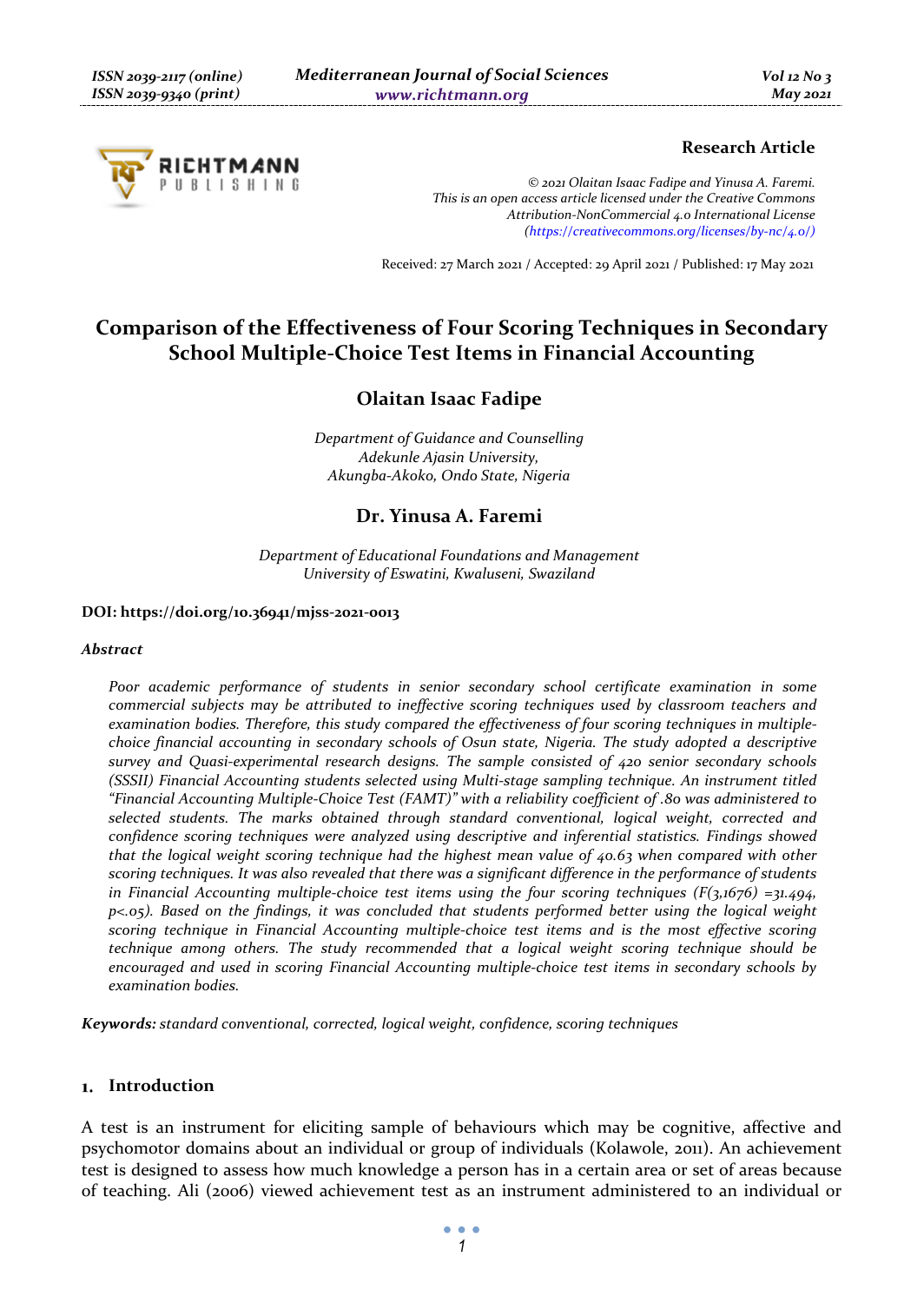Research Article

*© 2021 Olaitan Isaac Fadipe and Yinusa A. Faremi. This is an open access article licensed under the Creative Commons Attribution-NonCommercial 4.0 International License (https://creativecommons.org/licenses/by-nc/4.0/)*

Received: 27 March 2021 / Accepted: 29 April 2021 / Published: 17 May 2021

# Comparison of the Effectiveness of Four Scoring Techniques in Secondary School Multiple-Choice Test Items in Financial Accounting

## Olaitan Isaac Fadipe

*Department of Guidance and Counselling*
*Adekunle Ajasin University,*
*Akungba-Akoko, Ondo State, Nigeria*

## Dr. Yinusa A. Faremi

*Department of Educational Foundations and Management*
*University of Eswatini, Kwaluseni, Swaziland*

**DOI: https://doi.org/10.36941/mjss-2021-0013**

### *Abstract*

*Poor academic performance of students in senior secondary school certificate examination in some commercial subjects may be attributed to ineffective scoring techniques used by classroom teachers and examination bodies. Therefore, this study compared the effectiveness of four scoring techniques in multiple-choice financial accounting in secondary schools of Osun state, Nigeria. The study adopted a descriptive survey and Quasi-experimental research designs. The sample consisted of 420 senior secondary schools (SSSII) Financial Accounting students selected using Multi-stage sampling technique. An instrument titled "Financial Accounting Multiple-Choice Test (FAMT)" with a reliability coefficient of .80 was administered to selected students. The marks obtained through standard conventional, logical weight, corrected and confidence scoring techniques were analyzed using descriptive and inferential statistics. Findings showed that the logical weight scoring technique had the highest mean value of 40.63 when compared with other scoring techniques. It was also revealed that there was a significant difference in the performance of students in Financial Accounting multiple-choice test items using the four scoring techniques ($F(3,1676) = 31.494$, $p<.05$). Based on the findings, it was concluded that students performed better using the logical weight scoring technique in Financial Accounting multiple-choice test items and is the most effective scoring technique among others. The study recommended that a logical weight scoring technique should be encouraged and used in scoring Financial Accounting multiple-choice test items in secondary schools by examination bodies.*

***Keywords:*** *standard conventional, corrected, logical weight, confidence, scoring techniques*

## 1. Introduction

A test is an instrument for eliciting sample of behaviours which may be cognitive, affective and psychomotor domains about an individual or group of individuals (Kolawole, 2011). An achievement test is designed to assess how much knowledge a person has in a certain area or set of areas because of teaching. Ali (2006) viewed achievement test as an instrument administered to an individual or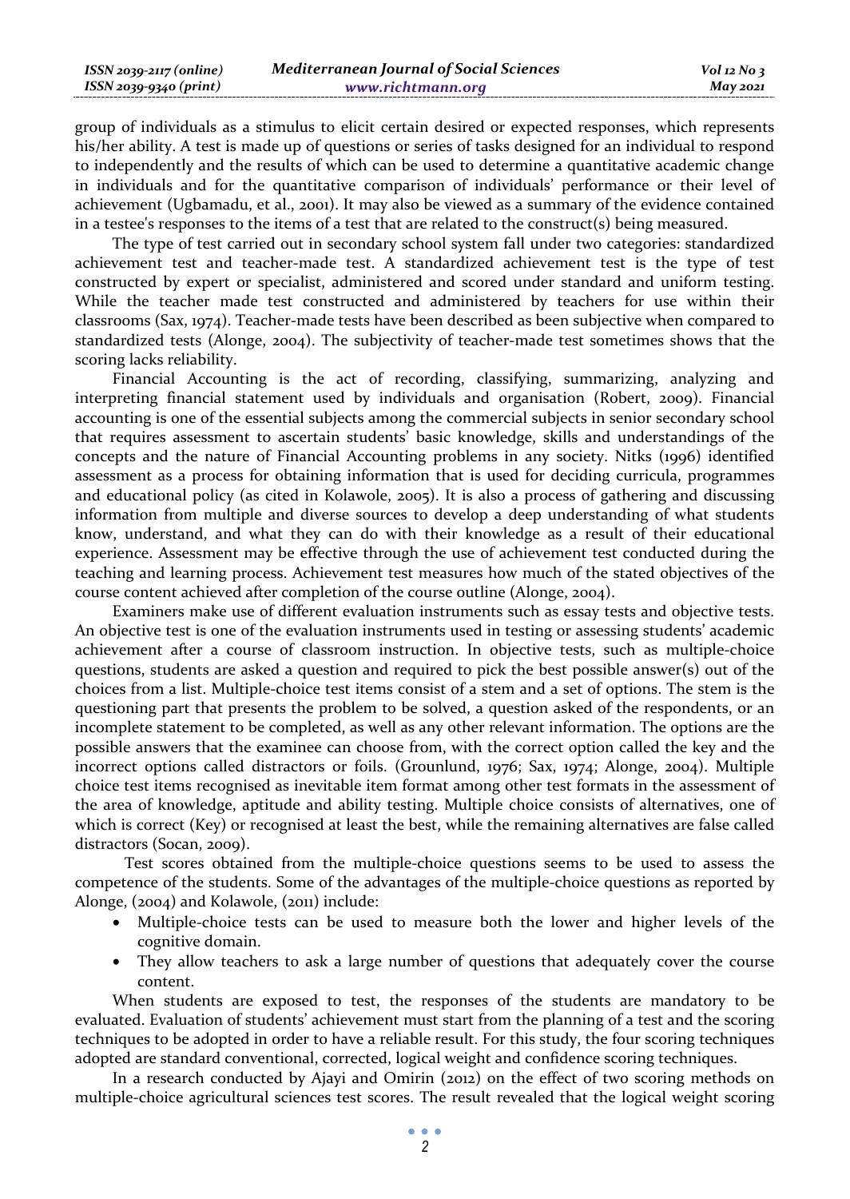group of individuals as a stimulus to elicit certain desired or expected responses, which represents his/her ability. A test is made up of questions or series of tasks designed for an individual to respond to independently and the results of which can be used to determine a quantitative academic change in individuals and for the quantitative comparison of individuals' performance or their level of achievement (Ugbamadu, et al., 2001). It may also be viewed as a summary of the evidence contained in a testee's responses to the items of a test that are related to the construct(s) being measured.

The type of test carried out in secondary school system fall under two categories: standardized achievement test and teacher-made test. A standardized achievement test is the type of test constructed by expert or specialist, administered and scored under standard and uniform testing. While the teacher made test constructed and administered by teachers for use within their classrooms (Sax, 1974). Teacher-made tests have been described as been subjective when compared to standardized tests (Alonge, 2004). The subjectivity of teacher-made test sometimes shows that the scoring lacks reliability.

Financial Accounting is the act of recording, classifying, summarizing, analyzing and interpreting financial statement used by individuals and organisation (Robert, 2009). Financial accounting is one of the essential subjects among the commercial subjects in senior secondary school that requires assessment to ascertain students' basic knowledge, skills and understandings of the concepts and the nature of Financial Accounting problems in any society. Nitks (1996) identified assessment as a process for obtaining information that is used for deciding curricula, programmes and educational policy (as cited in Kolawole, 2005). It is also a process of gathering and discussing information from multiple and diverse sources to develop a deep understanding of what students know, understand, and what they can do with their knowledge as a result of their educational experience. Assessment may be effective through the use of achievement test conducted during the teaching and learning process. Achievement test measures how much of the stated objectives of the course content achieved after completion of the course outline (Alonge, 2004).

Examiners make use of different evaluation instruments such as essay tests and objective tests. An objective test is one of the evaluation instruments used in testing or assessing students' academic achievement after a course of classroom instruction. In objective tests, such as multiple-choice questions, students are asked a question and required to pick the best possible answer(s) out of the choices from a list. Multiple-choice test items consist of a stem and a set of options. The stem is the questioning part that presents the problem to be solved, a question asked of the respondents, or an incomplete statement to be completed, as well as any other relevant information. The options are the possible answers that the examinee can choose from, with the correct option called the key and the incorrect options called distractors or foils. (Grounlund, 1976; Sax, 1974; Alonge, 2004). Multiple choice test items recognised as inevitable item format among other test formats in the assessment of the area of knowledge, aptitude and ability testing. Multiple choice consists of alternatives, one of which is correct (Key) or recognised at least the best, while the remaining alternatives are false called distractors (Socan, 2009).

Test scores obtained from the multiple-choice questions seems to be used to assess the competence of the students. Some of the advantages of the multiple-choice questions as reported by Alonge, (2004) and Kolawole, (2011) include:

- Multiple-choice tests can be used to measure both the lower and higher levels of the cognitive domain.
- They allow teachers to ask a large number of questions that adequately cover the course content.

When students are exposed to test, the responses of the students are mandatory to be evaluated. Evaluation of students' achievement must start from the planning of a test and the scoring techniques to be adopted in order to have a reliable result. For this study, the four scoring techniques adopted are standard conventional, corrected, logical weight and confidence scoring techniques.

In a research conducted by Ajayi and Omirin (2012) on the effect of two scoring methods on multiple-choice agricultural sciences test scores. The result revealed that the logical weight scoring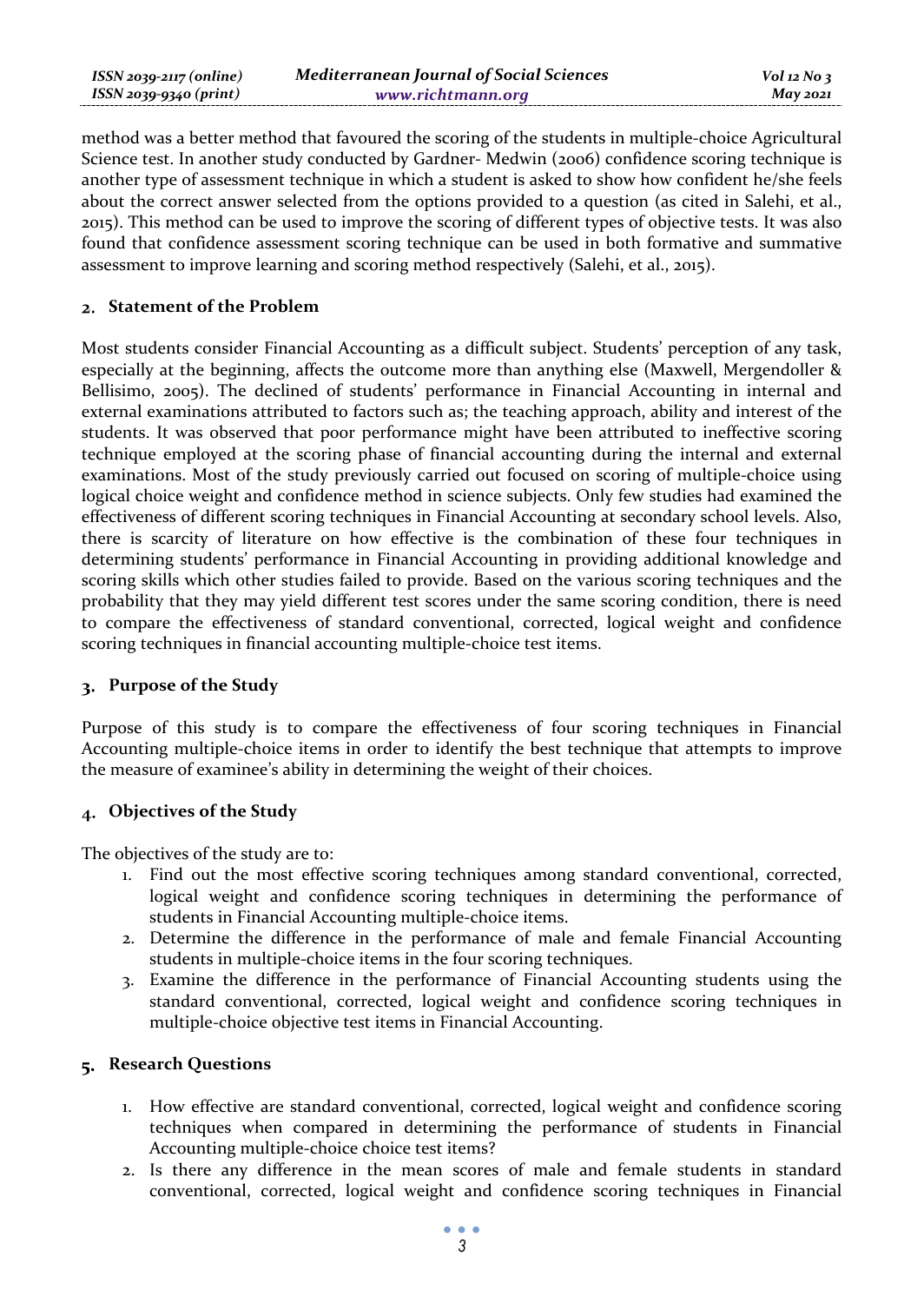method was a better method that favoured the scoring of the students in multiple-choice Agricultural Science test. In another study conducted by Gardner- Medwin (2006) confidence scoring technique is another type of assessment technique in which a student is asked to show how confident he/she feels about the correct answer selected from the options provided to a question (as cited in Salehi, et al., 2015). This method can be used to improve the scoring of different types of objective tests. It was also found that confidence assessment scoring technique can be used in both formative and summative assessment to improve learning and scoring method respectively (Salehi, et al., 2015).

## 2. Statement of the Problem

Most students consider Financial Accounting as a difficult subject. Students' perception of any task, especially at the beginning, affects the outcome more than anything else (Maxwell, Mergendoller & Bellisimo, 2005). The declined of students' performance in Financial Accounting in internal and external examinations attributed to factors such as; the teaching approach, ability and interest of the students. It was observed that poor performance might have been attributed to ineffective scoring technique employed at the scoring phase of financial accounting during the internal and external examinations. Most of the study previously carried out focused on scoring of multiple-choice using logical choice weight and confidence method in science subjects. Only few studies had examined the effectiveness of different scoring techniques in Financial Accounting at secondary school levels. Also, there is scarcity of literature on how effective is the combination of these four techniques in determining students' performance in Financial Accounting in providing additional knowledge and scoring skills which other studies failed to provide. Based on the various scoring techniques and the probability that they may yield different test scores under the same scoring condition, there is need to compare the effectiveness of standard conventional, corrected, logical weight and confidence scoring techniques in financial accounting multiple-choice test items.

## 3. Purpose of the Study

Purpose of this study is to compare the effectiveness of four scoring techniques in Financial Accounting multiple-choice items in order to identify the best technique that attempts to improve the measure of examinee's ability in determining the weight of their choices.

## 4. Objectives of the Study

The objectives of the study are to:

1. Find out the most effective scoring techniques among standard conventional, corrected, logical weight and confidence scoring techniques in determining the performance of students in Financial Accounting multiple-choice items.
2. Determine the difference in the performance of male and female Financial Accounting students in multiple-choice items in the four scoring techniques.
3. Examine the difference in the performance of Financial Accounting students using the standard conventional, corrected, logical weight and confidence scoring techniques in multiple-choice objective test items in Financial Accounting.

## 5. Research Questions

1. How effective are standard conventional, corrected, logical weight and confidence scoring techniques when compared in determining the performance of students in Financial Accounting multiple-choice test items?
2. Is there any difference in the mean scores of male and female students in standard conventional, corrected, logical weight and confidence scoring techniques in Financial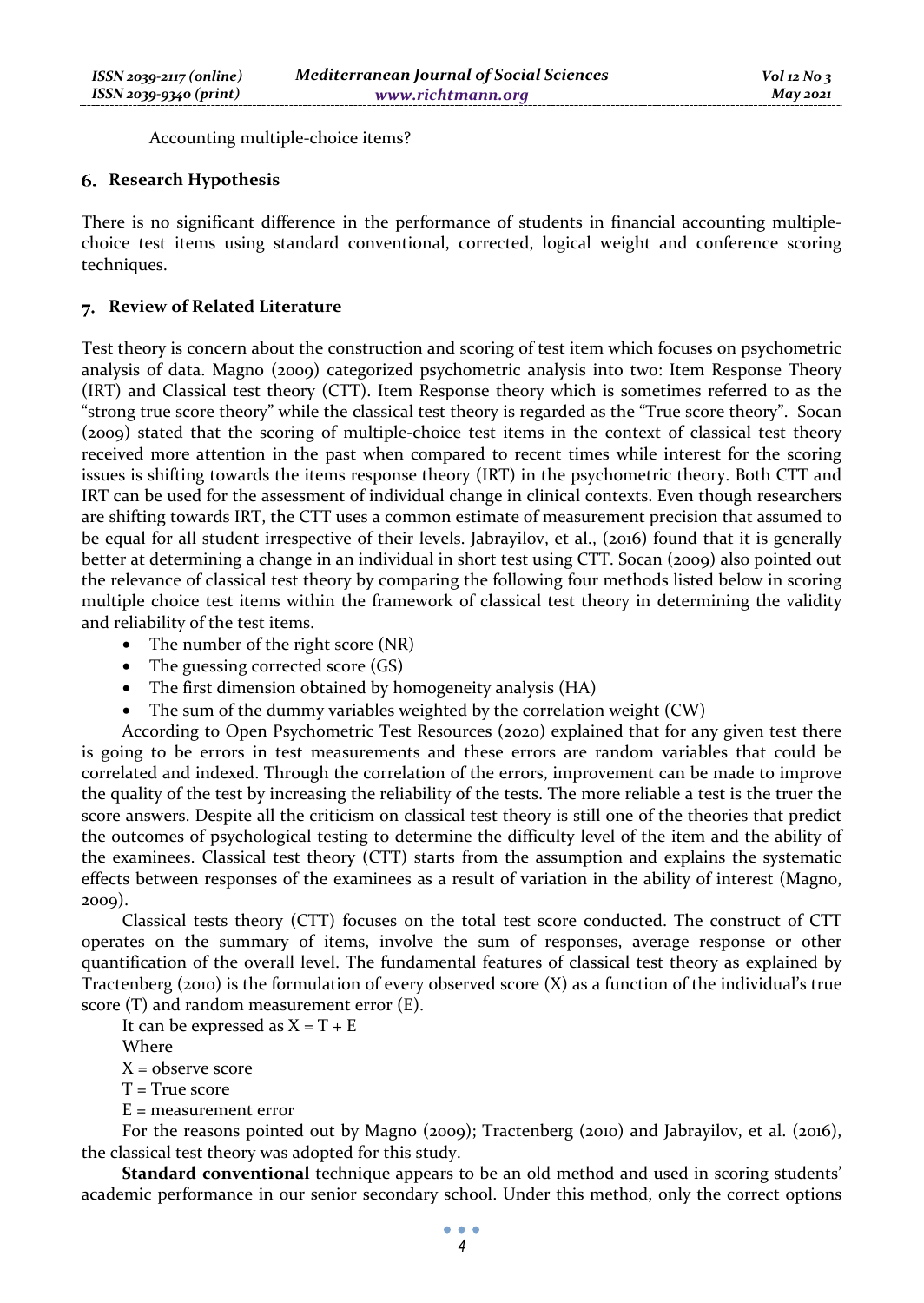Accounting multiple-choice items?

## 6. Research Hypothesis

There is no significant difference in the performance of students in financial accounting multiple-choice test items using standard conventional, corrected, logical weight and conference scoring techniques.

## 7. Review of Related Literature

Test theory is concern about the construction and scoring of test item which focuses on psychometric analysis of data. Magno (2009) categorized psychometric analysis into two: Item Response Theory (IRT) and Classical test theory (CTT). Item Response theory which is sometimes referred to as the "strong true score theory" while the classical test theory is regarded as the "True score theory". Socan (2009) stated that the scoring of multiple-choice test items in the context of classical test theory received more attention in the past when compared to recent times while interest for the scoring issues is shifting towards the items response theory (IRT) in the psychometric theory. Both CTT and IRT can be used for the assessment of individual change in clinical contexts. Even though researchers are shifting towards IRT, the CTT uses a common estimate of measurement precision that assumed to be equal for all student irrespective of their levels. Jabrayilov, et al., (2016) found that it is generally better at determining a change in an individual in short test using CTT. Socan (2009) also pointed out the relevance of classical test theory by comparing the following four methods listed below in scoring multiple choice test items within the framework of classical test theory in determining the validity and reliability of the test items.

- The number of the right score (NR)
- The guessing corrected score (GS)
- The first dimension obtained by homogeneity analysis (HA)
- The sum of the dummy variables weighted by the correlation weight (CW)

According to Open Psychometric Test Resources (2020) explained that for any given test there is going to be errors in test measurements and these errors are random variables that could be correlated and indexed. Through the correlation of the errors, improvement can be made to improve the quality of the test by increasing the reliability of the tests. The more reliable a test is the truer the score answers. Despite all the criticism on classical test theory is still one of the theories that predict the outcomes of psychological testing to determine the difficulty level of the item and the ability of the examinees. Classical test theory (CTT) starts from the assumption and explains the systematic effects between responses of the examinees as a result of variation in the ability of interest (Magno, 2009).

Classical tests theory (CTT) focuses on the total test score conducted. The construct of CTT operates on the summary of items, involve the sum of responses, average response or other quantification of the overall level. The fundamental features of classical test theory as explained by Tractenberg (2010) is the formulation of every observed score (X) as a function of the individual's true score (T) and random measurement error (E).

It can be expressed as $X = T + E$

Where

X = observe score

T = True score

E = measurement error

For the reasons pointed out by Magno (2009); Tractenberg (2010) and Jabrayilov, et al. (2016), the classical test theory was adopted for this study.

**Standard conventional** technique appears to be an old method and used in scoring students' academic performance in our senior secondary school. Under this method, only the correct options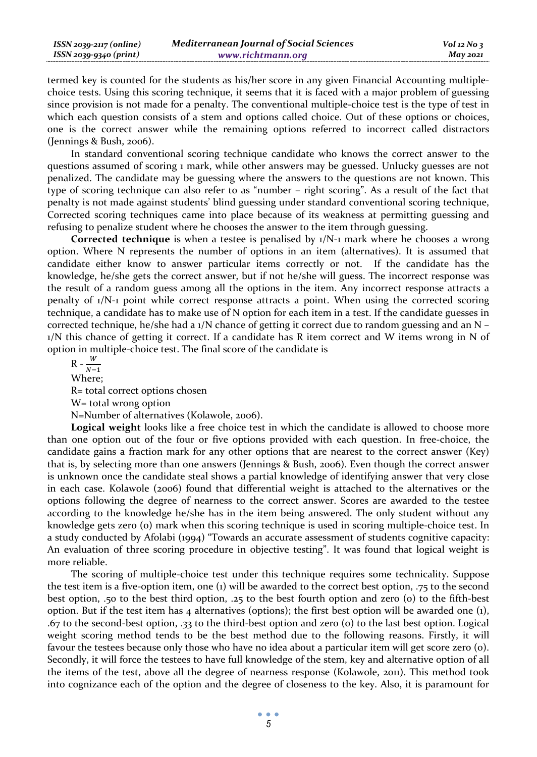termed key is counted for the students as his/her score in any given Financial Accounting multiple-choice tests. Using this scoring technique, it seems that it is faced with a major problem of guessing since provision is not made for a penalty. The conventional multiple-choice test is the type of test in which each question consists of a stem and options called choice. Out of these options or choices, one is the correct answer while the remaining options referred to incorrect called distractors (Jennings & Bush, 2006).

In standard conventional scoring technique candidate who knows the correct answer to the questions assumed of scoring 1 mark, while other answers may be guessed. Unlucky guesses are not penalized. The candidate may be guessing where the answers to the questions are not known. This type of scoring technique can also refer to as "number – right scoring". As a result of the fact that penalty is not made against students' blind guessing under standard conventional scoring technique, Corrected scoring techniques came into place because of its weakness at permitting guessing and refusing to penalize student where he chooses the answer to the item through guessing.

**Corrected technique** is when a testee is penalised by 1/N-1 mark where he chooses a wrong option. Where N represents the number of options in an item (alternatives). It is assumed that candidate either know to answer particular items correctly or not. If the candidate has the knowledge, he/she gets the correct answer, but if not he/she will guess. The incorrect response was the result of a random guess among all the options in the item. Any incorrect response attracts a penalty of 1/N-1 point while correct response attracts a point. When using the corrected scoring technique, a candidate has to make use of N option for each item in a test. If the candidate guesses in corrected technique, he/she had a 1/N chance of getting it correct due to random guessing and an N – 1/N this chance of getting it correct. If a candidate has R item correct and W items wrong in N of option in multiple-choice test. The final score of the candidate is

$$R - \frac{W}{N-1}$$

Where;

R= total correct options chosen

W= total wrong option

N=Number of alternatives (Kolawole, 2006).

**Logical weight** looks like a free choice test in which the candidate is allowed to choose more than one option out of the four or five options provided with each question. In free-choice, the candidate gains a fraction mark for any other options that are nearest to the correct answer (Key) that is, by selecting more than one answers (Jennings & Bush, 2006). Even though the correct answer is unknown once the candidate steal shows a partial knowledge of identifying answer that very close in each case. Kolawole (2006) found that differential weight is attached to the alternatives or the options following the degree of nearness to the correct answer. Scores are awarded to the testee according to the knowledge he/she has in the item being answered. The only student without any knowledge gets zero (0) mark when this scoring technique is used in scoring multiple-choice test. In a study conducted by Afolabi (1994) "Towards an accurate assessment of students cognitive capacity: An evaluation of three scoring procedure in objective testing". It was found that logical weight is more reliable.

The scoring of multiple-choice test under this technique requires some technicality. Suppose the test item is a five-option item, one (1) will be awarded to the correct best option, .75 to the second best option, .50 to the best third option, .25 to the best fourth option and zero (0) to the fifth-best option. But if the test item has 4 alternatives (options); the first best option will be awarded one (1), .67 to the second-best option, .33 to the third-best option and zero (0) to the last best option. Logical weight scoring method tends to be the best method due to the following reasons. Firstly, it will favour the testees because only those who have no idea about a particular item will get score zero (0). Secondly, it will force the testees to have full knowledge of the stem, key and alternative option of all the items of the test, above all the degree of nearness response (Kolawole, 2011). This method took into cognizance each of the option and the degree of closeness to the key. Also, it is paramount for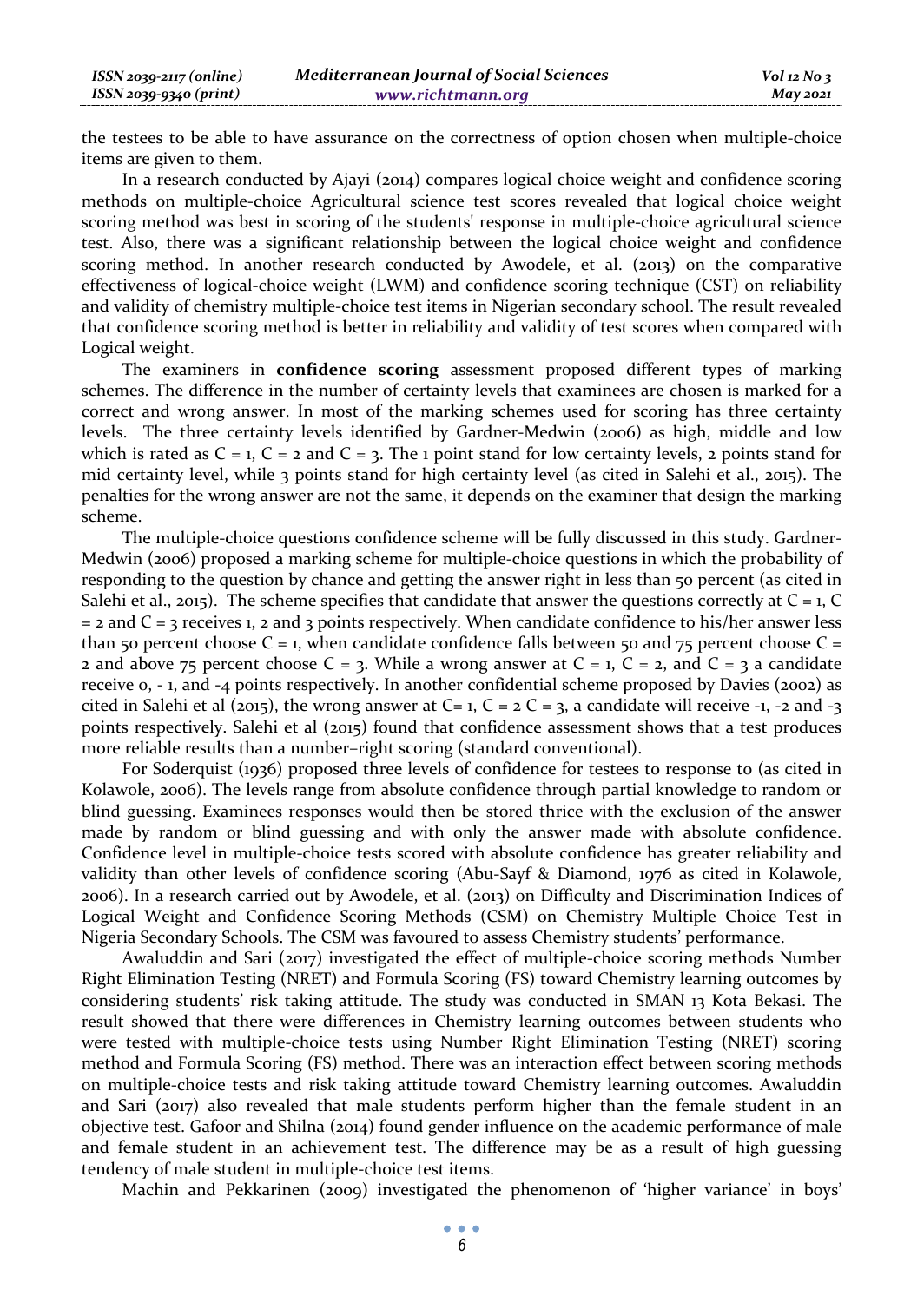the testees to be able to have assurance on the correctness of option chosen when multiple-choice items are given to them.

In a research conducted by Ajayi (2014) compares logical choice weight and confidence scoring methods on multiple-choice Agricultural science test scores revealed that logical choice weight scoring method was best in scoring of the students' response in multiple-choice agricultural science test. Also, there was a significant relationship between the logical choice weight and confidence scoring method. In another research conducted by Awodele, et al. (2013) on the comparative effectiveness of logical-choice weight (LWM) and confidence scoring technique (CST) on reliability and validity of chemistry multiple-choice test items in Nigerian secondary school. The result revealed that confidence scoring method is better in reliability and validity of test scores when compared with Logical weight.

The examiners in **confidence scoring** assessment proposed different types of marking schemes. The difference in the number of certainty levels that examinees are chosen is marked for a correct and wrong answer. In most of the marking schemes used for scoring has three certainty levels. The three certainty levels identified by Gardner-Medwin (2006) as high, middle and low which is rated as $C = 1$, $C = 2$ and $C = 3$. The 1 point stand for low certainty levels, 2 points stand for mid certainty level, while 3 points stand for high certainty level (as cited in Salehi et al., 2015). The penalties for the wrong answer are not the same, it depends on the examiner that design the marking scheme.

The multiple-choice questions confidence scheme will be fully discussed in this study. Gardner-Medwin (2006) proposed a marking scheme for multiple-choice questions in which the probability of responding to the question by chance and getting the answer right in less than 50 percent (as cited in Salehi et al., 2015). The scheme specifies that candidate that answer the questions correctly at $C = 1$, $C = 2$ and $C = 3$ receives 1, 2 and 3 points respectively. When candidate confidence to his/her answer less than 50 percent choose $C = 1$, when candidate confidence falls between 50 and 75 percent choose $C = 2$ and above 75 percent choose $C = 3$. While a wrong answer at $C = 1$, $C = 2$, and $C = 3$ a candidate receive 0, - 1, and -4 points respectively. In another confidential scheme proposed by Davies (2002) as cited in Salehi et al (2015), the wrong answer at $C= 1$, $C = 2$ $C = 3$, a candidate will receive -1, -2 and -3 points respectively. Salehi et al (2015) found that confidence assessment shows that a test produces more reliable results than a number–right scoring (standard conventional).

For Soderquist (1936) proposed three levels of confidence for testees to response to (as cited in Kolawole, 2006). The levels range from absolute confidence through partial knowledge to random or blind guessing. Examinees responses would then be stored thrice with the exclusion of the answer made by random or blind guessing and with only the answer made with absolute confidence. Confidence level in multiple-choice tests scored with absolute confidence has greater reliability and validity than other levels of confidence scoring (Abu-Sayf & Diamond, 1976 as cited in Kolawole, 2006). In a research carried out by Awodele, et al. (2013) on Difficulty and Discrimination Indices of Logical Weight and Confidence Scoring Methods (CSM) on Chemistry Multiple Choice Test in Nigeria Secondary Schools. The CSM was favoured to assess Chemistry students' performance.

Awaluddin and Sari (2017) investigated the effect of multiple-choice scoring methods Number Right Elimination Testing (NRET) and Formula Scoring (FS) toward Chemistry learning outcomes by considering students' risk taking attitude. The study was conducted in SMAN 13 Kota Bekasi. The result showed that there were differences in Chemistry learning outcomes between students who were tested with multiple-choice tests using Number Right Elimination Testing (NRET) scoring method and Formula Scoring (FS) method. There was an interaction effect between scoring methods on multiple-choice tests and risk taking attitude toward Chemistry learning outcomes. Awaluddin and Sari (2017) also revealed that male students perform higher than the female student in an objective test. Gafoor and Shilna (2014) found gender influence on the academic performance of male and female student in an achievement test. The difference may be as a result of high guessing tendency of male student in multiple-choice test items.

Machin and Pekkarinen (2009) investigated the phenomenon of 'higher variance' in boys'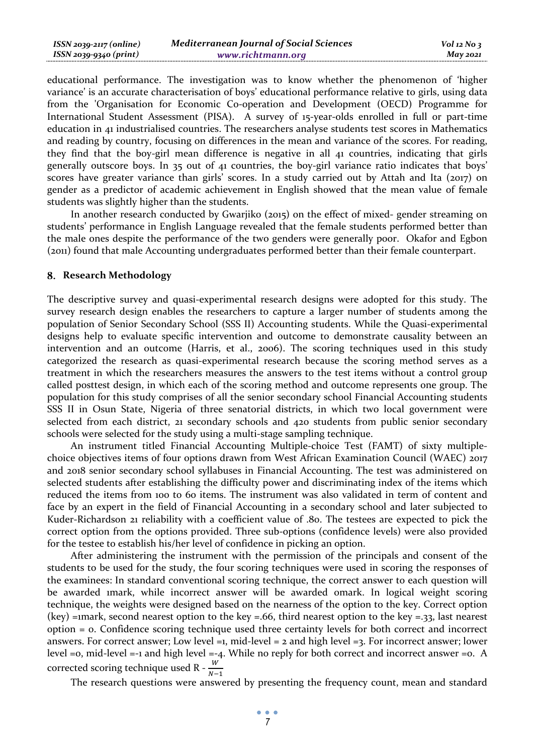educational performance. The investigation was to know whether the phenomenon of 'higher variance' is an accurate characterisation of boys' educational performance relative to girls, using data from the 'Organisation for Economic Co-operation and Development (OECD) Programme for International Student Assessment (PISA). A survey of 15-year-olds enrolled in full or part-time education in 41 industrialised countries. The researchers analyse students test scores in Mathematics and reading by country, focusing on differences in the mean and variance of the scores. For reading, they find that the boy-girl mean difference is negative in all 41 countries, indicating that girls generally outscore boys. In 35 out of 41 countries, the boy-girl variance ratio indicates that boys' scores have greater variance than girls' scores. In a study carried out by Attah and Ita (2017) on gender as a predictor of academic achievement in English showed that the mean value of female students was slightly higher than the students.

In another research conducted by Gwarjiko (2015) on the effect of mixed- gender streaming on students' performance in English Language revealed that the female students performed better than the male ones despite the performance of the two genders were generally poor. Okafor and Egbon (2011) found that male Accounting undergraduates performed better than their female counterpart.

## 8. Research Methodology

The descriptive survey and quasi-experimental research designs were adopted for this study. The survey research design enables the researchers to capture a larger number of students among the population of Senior Secondary School (SSS II) Accounting students. While the Quasi-experimental designs help to evaluate specific intervention and outcome to demonstrate causality between an intervention and an outcome (Harris, et al., 2006). The scoring techniques used in this study categorized the research as quasi-experimental research because the scoring method serves as a treatment in which the researchers measures the answers to the test items without a control group called posttest design, in which each of the scoring method and outcome represents one group. The population for this study comprises of all the senior secondary school Financial Accounting students SSS II in Osun State, Nigeria of three senatorial districts, in which two local government were selected from each district, 21 secondary schools and 420 students from public senior secondary schools were selected for the study using a multi-stage sampling technique.

An instrument titled Financial Accounting Multiple-choice Test (FAMT) of sixty multiple-choice objectives items of four options drawn from West African Examination Council (WAEC) 2017 and 2018 senior secondary school syllabuses in Financial Accounting. The test was administered on selected students after establishing the difficulty power and discriminating index of the items which reduced the items from 100 to 60 items. The instrument was also validated in term of content and face by an expert in the field of Financial Accounting in a secondary school and later subjected to Kuder-Richardson 21 reliability with a coefficient value of .80. The testees are expected to pick the correct option from the options provided. Three sub-options (confidence levels) were also provided for the testee to establish his/her level of confidence in picking an option.

After administering the instrument with the permission of the principals and consent of the students to be used for the study, the four scoring techniques were used in scoring the responses of the examinees: In standard conventional scoring technique, the correct answer to each question will be awarded 1mark, while incorrect answer will be awarded 0mark. In logical weight scoring technique, the weights were designed based on the nearness of the option to the key. Correct option (key) =1mark, second nearest option to the key =.66, third nearest option to the key =.33, last nearest option = 0. Confidence scoring technique used three certainty levels for both correct and incorrect answers. For correct answer; Low level =1, mid-level = 2 and high level =3. For incorrect answer; lower level =0, mid-level =-1 and high level =-4. While no reply for both correct and incorrect answer =0. A corrected scoring technique used $R - \frac{W}{N-1}$

The research questions were answered by presenting the frequency count, mean and standard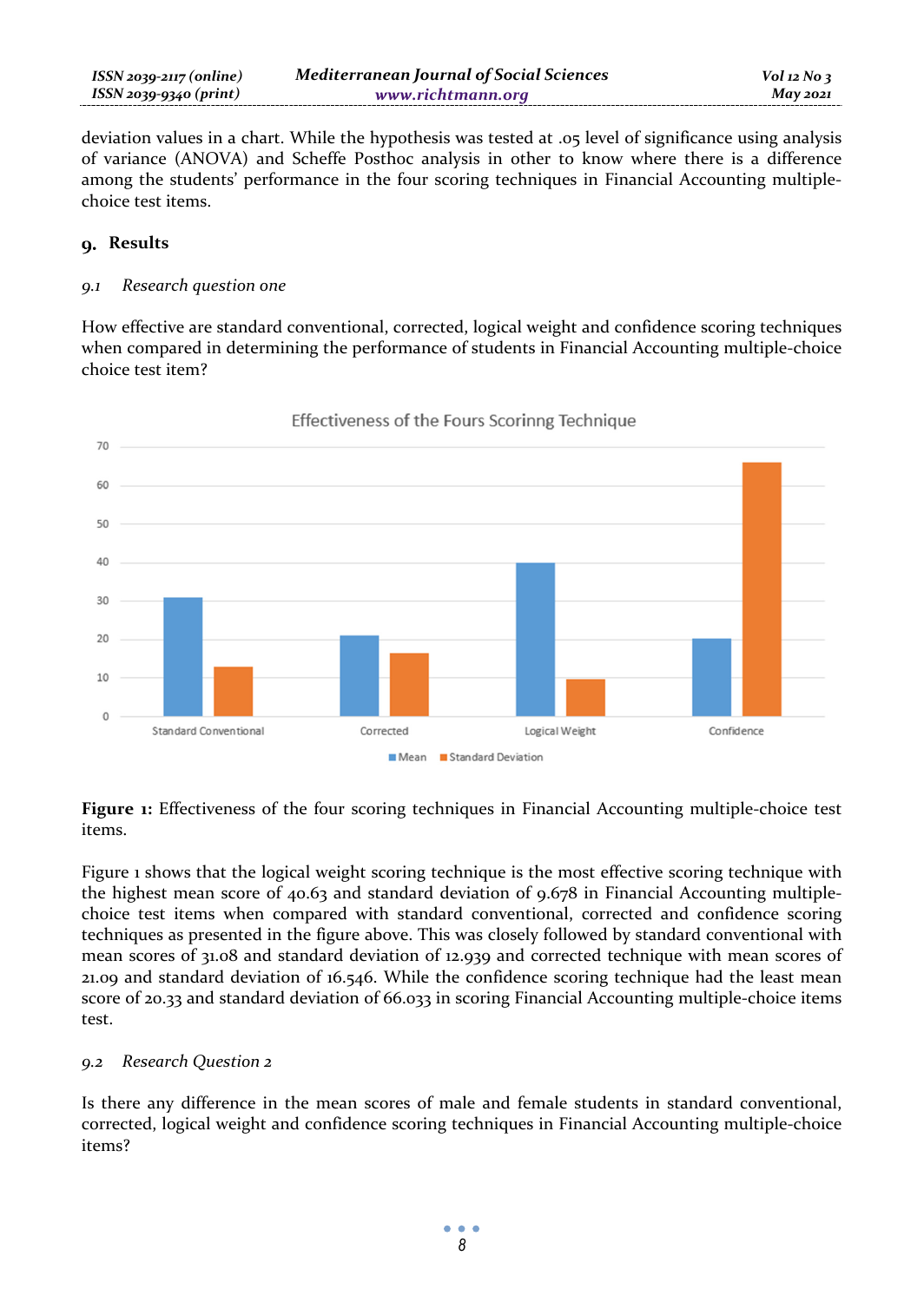deviation values in a chart. While the hypothesis was tested at .05 level of significance using analysis of variance (ANOVA) and Scheffe Posthoc analysis in other to know where there is a difference among the students' performance in the four scoring techniques in Financial Accounting multiple-choice test items.

## 9. Results

### *9.1 Research question one*

How effective are standard conventional, corrected, logical weight and confidence scoring techniques when compared in determining the performance of students in Financial Accounting multiple-choice choice test item?

**Figure 1:** Effectiveness of the four scoring techniques in Financial Accounting multiple-choice test items.

Figure 1 shows that the logical weight scoring technique is the most effective scoring technique with the highest mean score of 40.63 and standard deviation of 9.678 in Financial Accounting multiple-choice test items when compared with standard conventional, corrected and confidence scoring techniques as presented in the figure above. This was closely followed by standard conventional with mean scores of 31.08 and standard deviation of 12.939 and corrected technique with mean scores of 21.09 and standard deviation of 16.546. While the confidence scoring technique had the least mean score of 20.33 and standard deviation of 66.033 in scoring Financial Accounting multiple-choice items test.

### *9.2 Research Question 2*

Is there any difference in the mean scores of male and female students in standard conventional, corrected, logical weight and confidence scoring techniques in Financial Accounting multiple-choice items?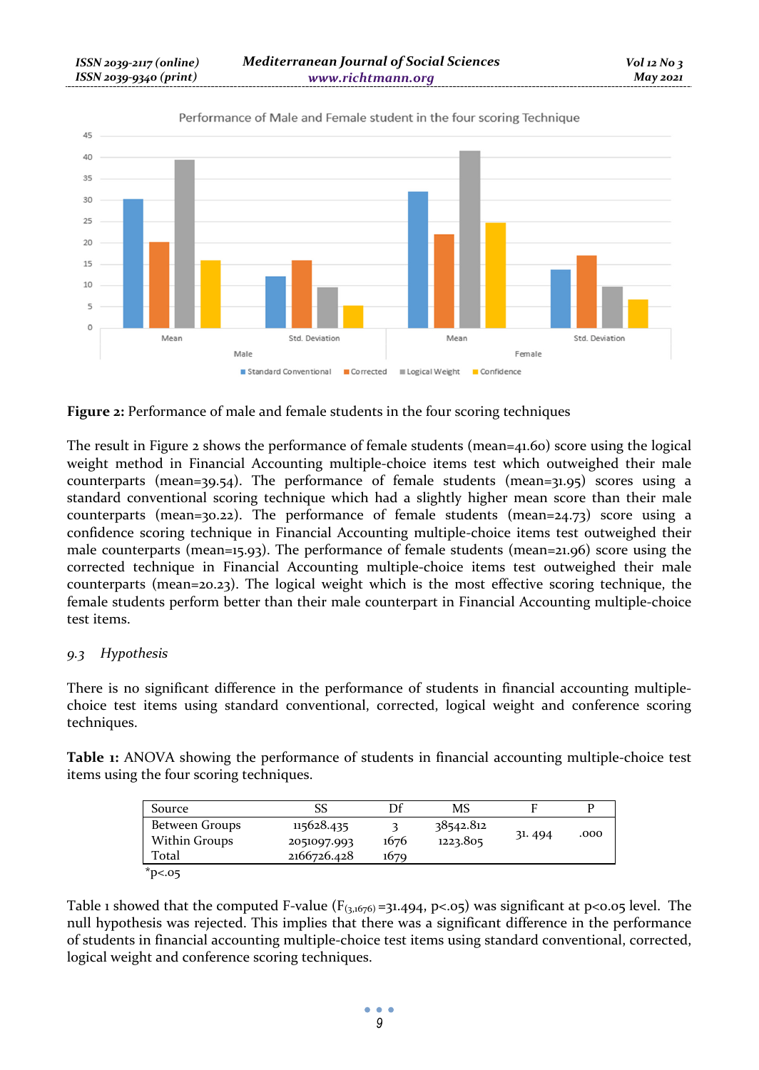Figure 2: Performance of male and female students in the four scoring techniques

The result in Figure 2 shows the performance of female students (mean=41.60) score using the logical weight method in Financial Accounting multiple-choice items test which outweighed their male counterparts (mean=39.54). The performance of female students (mean=31.95) scores using a standard conventional scoring technique which had a slightly higher mean score than their male counterparts (mean=30.22). The performance of female students (mean=24.73) score using a confidence scoring technique in Financial Accounting multiple-choice items test outweighed their male counterparts (mean=15.93). The performance of female students (mean=21.96) score using the corrected technique in Financial Accounting multiple-choice items test outweighed their male counterparts (mean=20.23). The logical weight which is the most effective scoring technique, the female students perform better than their male counterpart in Financial Accounting multiple-choice test items.

### *9.3 Hypothesis*

There is no significant difference in the performance of students in financial accounting multiple-choice test items using standard conventional, corrected, logical weight and conference scoring techniques.

**Table 1:** ANOVA showing the performance of students in financial accounting multiple-choice test items using the four scoring techniques.

| Source | SS | Df | MS | F | P |
|---|---|---|---|---|---|
| Between Groups | 115628.435 | 3 | 38542.812 | 31. 494 | .000 |
| Within Groups | 2051097.993 | 1676 | 1223.805 | | |
| Total | 2166726.428 | 1679 | | | |

*p<.05

Table 1 showed that the computed F-value ($F_{(3,1676)}=31.494$, $p<.05$) was significant at $p<0.05$ level. The null hypothesis was rejected. This implies that there was a significant difference in the performance of students in financial accounting multiple-choice test items using standard conventional, corrected, logical weight and conference scoring techniques.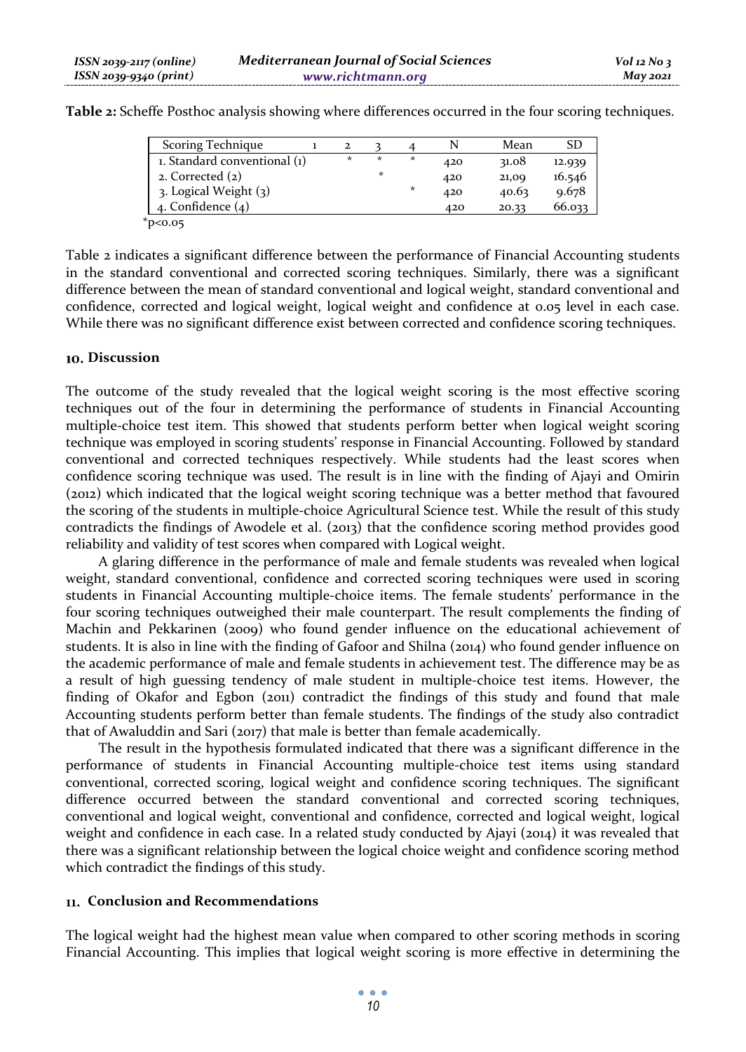**Table 2:** Scheffe Posthoc analysis showing where differences occurred in the four scoring techniques.

| Scoring Technique | 1 | 2 | 3 | 4 | N | Mean | SD |
|---|---|---|---|---|---|---|---|
| 1. Standard conventional (1) | | * | * | * | 420 | 31.08 | 12.939 |
| 2. Corrected (2) | | | * | | 420 | 21,09 | 16.546 |
| 3. Logical Weight (3) | | | | * | 420 | 40.63 | 9.678 |
| 4. Confidence (4) | | | | | 420 | 20.33 | 66.033 |

*$p<0.05$

Table 2 indicates a significant difference between the performance of Financial Accounting students in the standard conventional and corrected scoring techniques. Similarly, there was a significant difference between the mean of standard conventional and logical weight, standard conventional and confidence, corrected and logical weight, logical weight and confidence at 0.05 level in each case. While there was no significant difference exist between corrected and confidence scoring techniques.

## 10. Discussion

The outcome of the study revealed that the logical weight scoring is the most effective scoring techniques out of the four in determining the performance of students in Financial Accounting multiple-choice test item. This showed that students perform better when logical weight scoring technique was employed in scoring students' response in Financial Accounting. Followed by standard conventional and corrected techniques respectively. While students had the least scores when confidence scoring technique was used. The result is in line with the finding of Ajayi and Omirin (2012) which indicated that the logical weight scoring technique was a better method that favoured the scoring of the students in multiple-choice Agricultural Science test. While the result of this study contradicts the findings of Awodele et al. (2013) that the confidence scoring method provides good reliability and validity of test scores when compared with Logical weight.

A glaring difference in the performance of male and female students was revealed when logical weight, standard conventional, confidence and corrected scoring techniques were used in scoring students in Financial Accounting multiple-choice items. The female students' performance in the four scoring techniques outweighed their male counterpart. The result complements the finding of Machin and Pekkarinen (2009) who found gender influence on the educational achievement of students. It is also in line with the finding of Gafoor and Shilna (2014) who found gender influence on the academic performance of male and female students in achievement test. The difference may be as a result of high guessing tendency of male student in multiple-choice test items. However, the finding of Okafor and Egbon (2011) contradict the findings of this study and found that male Accounting students perform better than female students. The findings of the study also contradict that of Awaluddin and Sari (2017) that male is better than female academically.

The result in the hypothesis formulated indicated that there was a significant difference in the performance of students in Financial Accounting multiple-choice test items using standard conventional, corrected scoring, logical weight and confidence scoring techniques. The significant difference occurred between the standard conventional and corrected scoring techniques, conventional and logical weight, conventional and confidence, corrected and logical weight, logical weight and confidence in each case. In a related study conducted by Ajayi (2014) it was revealed that there was a significant relationship between the logical choice weight and confidence scoring method which contradict the findings of this study.

## 11. Conclusion and Recommendations

The logical weight had the highest mean value when compared to other scoring methods in scoring Financial Accounting. This implies that logical weight scoring is more effective in determining the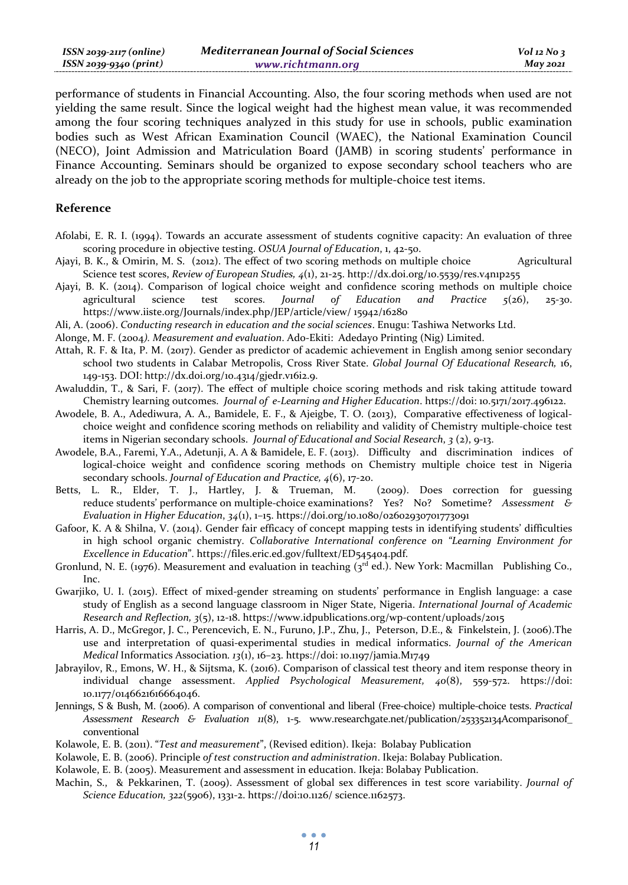performance of students in Financial Accounting. Also, the four scoring methods when used are not yielding the same result. Since the logical weight had the highest mean value, it was recommended among the four scoring techniques analyzed in this study for use in schools, public examination bodies such as West African Examination Council (WAEC), the National Examination Council (NECO), Joint Admission and Matriculation Board (JAMB) in scoring students' performance in Finance Accounting. Seminars should be organized to expose secondary school teachers who are already on the job to the appropriate scoring methods for multiple-choice test items.

## Reference

Afolabi, E. R. I. (1994). Towards an accurate assessment of students cognitive capacity: An evaluation of three scoring procedure in objective testing. *OSUA Journal of Education*, 1, 42-50.

Ajayi, B. K., & Omirin, M. S. (2012). The effect of two scoring methods on multiple choice Agricultural Science test scores, *Review of European Studies, 4*(1), 21-25. http://dx.doi.org/10.5539/res.v4n1p255

Ajayi, B. K. (2014). Comparison of logical choice weight and confidence scoring methods on multiple choice agricultural science test scores. *Journal of Education and Practice 5*(26), 25-30. https://www.iiste.org/Journals/index.php/JEP/article/view/ 15942/16280

Ali, A. (2006). *Conducting research in education and the social sciences*. Enugu: Tashiwa Networks Ltd.

Alonge, M. F. (2004). *Measurement and evaluation*. Ado-Ekiti: Adedayo Printing (Nig) Limited.

Attah, R. F. & Ita, P. M. (2017). Gender as predictor of academic achievement in English among senior secondary school two students in Calabar Metropolis, Cross River State. *Global Journal Of Educational Research,* 16, 149-153. DOI: http://dx.doi.org/10.4314/gjedr.v16i2.9.

Awaluddin, T., & Sari, F. (2017). The effect of multiple choice scoring methods and risk taking attitude toward Chemistry learning outcomes. *Journal of e-Learning and Higher Education*. https://doi: 10.5171/2017.496122.

Awodele, B. A., Adediwura, A. A., Bamidele, E. F., & Ajeigbe, T. O. (2013), Comparative effectiveness of logical-choice weight and confidence scoring methods on reliability and validity of Chemistry multiple-choice test items in Nigerian secondary schools. *Journal of Educational and Social Research, 3* (2), 9-13.

Awodele, B.A., Faremi, Y.A., Adetunji, A. A & Bamidele, E. F. (2013). Difficulty and discrimination indices of logical-choice weight and confidence scoring methods on Chemistry multiple choice test in Nigeria secondary schools. *Journal of Education and Practice, 4*(6), 17-20.

Betts, L. R., Elder, T. J., Hartley, J. & Trueman, M. (2009). Does correction for guessing reduce students' performance on multiple-choice examinations? Yes? No? Sometime? *Assessment & Evaluation in Higher Education, 34*(1), 1–15. https://doi.org/10.1080/02602930701773091

Gafoor, K. A & Shilna, V. (2014). Gender fair efficacy of concept mapping tests in identifying students' difficulties in high school organic chemistry. *Collaborative International conference on "Learning Environment for Excellence in Education*". https://files.eric.ed.gov/fulltext/ED545404.pdf.

Gronlund, N. E. (1976). Measurement and evaluation in teaching (3rd ed.). New York: Macmillan Publishing Co., Inc.

Gwarjiko, U. I. (2015). Effect of mixed-gender streaming on students' performance in English language: a case study of English as a second language classroom in Niger State, Nigeria. *International Journal of Academic Research and Reflection, 3*(5), 12-18. https://www.idpublications.org/wp-content/uploads/2015

Harris, A. D., McGregor, J. C., Perencevich, E. N., Furuno, J.P., Zhu, J., Peterson, D.E., & Finkelstein, J. (2006).The use and interpretation of quasi-experimental studies in medical informatics. *Journal of the American Medical* Informatics Association*. 13*(1), 16–23. https://doi: 10.1197/jamia.M1749

Jabrayilov, R., Emons, W. H., & Sijtsma, K. (2016). Comparison of classical test theory and item response theory in individual change assessment. *Applied Psychological Measurement, 40*(8), 559-572. https://doi: 10.1177/0146621616664046.

Jennings, S & Bush, M. (2006). A comparison of conventional and liberal (Free-choice) multiple-choice tests. *Practical Assessment Research & Evaluation 11*(8), 1-5. www.researchgate.net/publication/253352134Acomparisonof_ conventional

Kolawole, E. B. (2011). "*Test and measurement*", (Revised edition). Ikeja: Bolabay Publication

Kolawole, E. B. (2006). Principle *of test construction and administration*. Ikeja: Bolabay Publication.

Kolawole, E. B. (2005). Measurement and assessment in education. Ikeja: Bolabay Publication.

Machin, S., & Pekkarinen, T. (2009). Assessment of global sex differences in test score variability. *Journal of Science Education, 322*(5906), 1331-2. https://doi:10.1126/ science.1162573.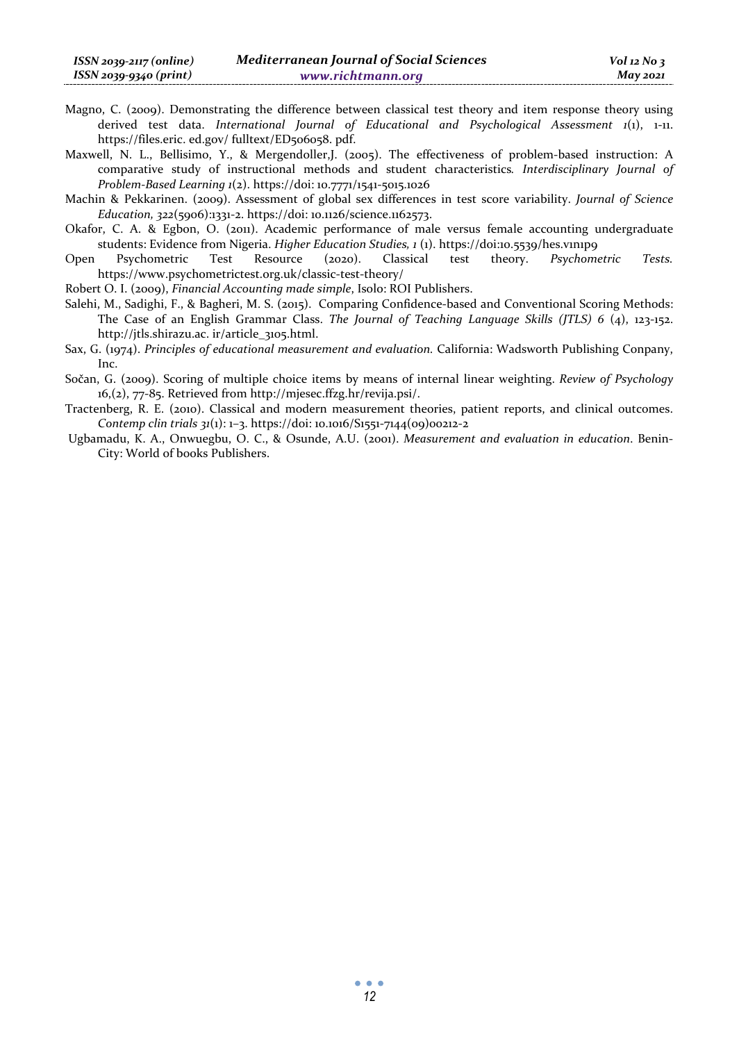Magno, C. (2009). Demonstrating the difference between classical test theory and item response theory using derived test data. *International Journal of Educational and Psychological Assessment 1*(1), 1-11. https://files.eric. ed.gov/ fulltext/ED506058. pdf.

Maxwell, N. L., Bellisimo, Y., & Mergendoller,J. (2005). The effectiveness of problem-based instruction: A comparative study of instructional methods and student characteristics*. Interdisciplinary Journal of Problem-Based Learning 1*(2). https://doi: 10.7771/1541-5015.1026

Machin & Pekkarinen. (2009). Assessment of global sex differences in test score variability. *Journal of Science Education, 322*(5906):1331-2. https://doi: 10.1126/science.1162573.

Okafor, C. A. & Egbon, O. (2011). Academic performance of male versus female accounting undergraduate students: Evidence from Nigeria. *Higher Education Studies, 1* (1). https://doi:10.5539/hes.v1n1p9

Open Psychometric Test Resource (2020). Classical test theory. *Psychometric Tests.* https://www.psychometrictest.org.uk/classic-test-theory/

Robert O. I. (2009), *Financial Accounting made simple*, Isolo: ROI Publishers.

Salehi, M., Sadighi, F., & Bagheri, M. S. (2015). Comparing Confidence-based and Conventional Scoring Methods: The Case of an English Grammar Class. *The Journal of Teaching Language Skills (JTLS) 6* (4), 123-152. http://jtls.shirazu.ac. ir/article_3105.html.

Sax, G. (1974). *Principles of educational measurement and evaluation.* California: Wadsworth Publishing Conpany, Inc.

Sočan, G. (2009). Scoring of multiple choice items by means of internal linear weighting. *Review of Psychology* 16,(2), 77-85. Retrieved from http://mjesec.ffzg.hr/revija.psi/.

Tractenberg, R. E. (2010). Classical and modern measurement theories, patient reports, and clinical outcomes. *Contemp clin trials 31*(1): 1–3. https://doi: 10.1016/S1551-7144(09)00212-2

Ugbamadu, K. A., Onwuegbu, O. C., & Osunde, A.U. (2001). *Measurement and evaluation in education*. Benin-City: World of books Publishers.